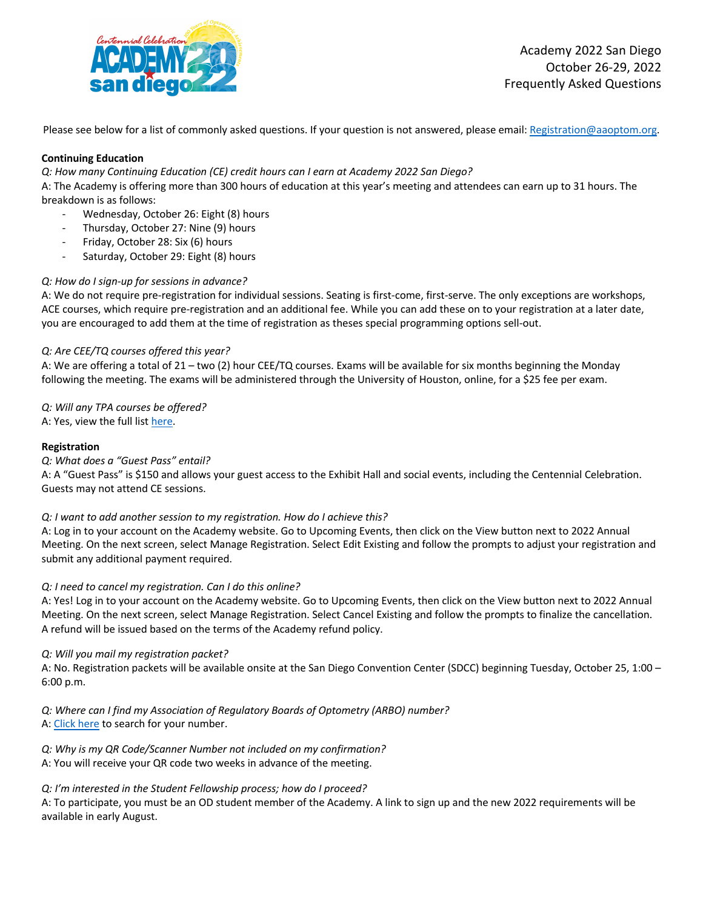Academy 2022 San Diego
October 26-29, 2022
Frequently Asked Questions

Please see below for a list of commonly asked questions. If your question is not answered, please email: [Registration@aaoptom.org](mailto:Registration@aaoptom.org).

**Continuing Education**

*Q: How many Continuing Education (CE) credit hours can I earn at Academy 2022 San Diego?*

A: The Academy is offering more than 300 hours of education at this year's meeting and attendees can earn up to 31 hours. The breakdown is as follows:

- Wednesday, October 26: Eight (8) hours
- Thursday, October 27: Nine (9) hours
- Friday, October 28: Six (6) hours
- Saturday, October 29: Eight (8) hours

*Q: How do I sign-up for sessions in advance?*

A: We do not require pre-registration for individual sessions. Seating is first-come, first-serve. The only exceptions are workshops, ACE courses, which require pre-registration and an additional fee. While you can add these on to your registration at a later date, you are encouraged to add them at the time of registration as theses special programming options sell-out.

*Q: Are CEE/TQ courses offered this year?*

A: We are offering a total of 21 – two (2) hour CEE/TQ courses. Exams will be available for six months beginning the Monday following the meeting. The exams will be administered through the University of Houston, online, for a $25 fee per exam.

*Q: Will any TPA courses be offered?*

A: Yes, view the full list here.

**Registration**

*Q: What does a "Guest Pass" entail?*

A: A "Guest Pass" is $150 and allows your guest access to the Exhibit Hall and social events, including the Centennial Celebration. Guests may not attend CE sessions.

*Q: I want to add another session to my registration. How do I achieve this?*

A: Log in to your account on the Academy website. Go to Upcoming Events, then click on the View button next to 2022 Annual Meeting. On the next screen, select Manage Registration. Select Edit Existing and follow the prompts to adjust your registration and submit any additional payment required.

*Q: I need to cancel my registration. Can I do this online?*

A: Yes! Log in to your account on the Academy website. Go to Upcoming Events, then click on the View button next to 2022 Annual Meeting. On the next screen, select Manage Registration. Select Cancel Existing and follow the prompts to finalize the cancellation. A refund will be issued based on the terms of the Academy refund policy.

*Q: Will you mail my registration packet?*

A: No. Registration packets will be available onsite at the San Diego Convention Center (SDCC) beginning Tuesday, October 25, 1:00 – 6:00 p.m.

*Q: Where can I find my Association of Regulatory Boards of Optometry (ARBO) number?*

A: Click here to search for your number.

*Q: Why is my QR Code/Scanner Number not included on my confirmation?*

A: You will receive your QR code two weeks in advance of the meeting.

*Q: I'm interested in the Student Fellowship process; how do I proceed?*

A: To participate, you must be an OD student member of the Academy. A link to sign up and the new 2022 requirements will be available in early August.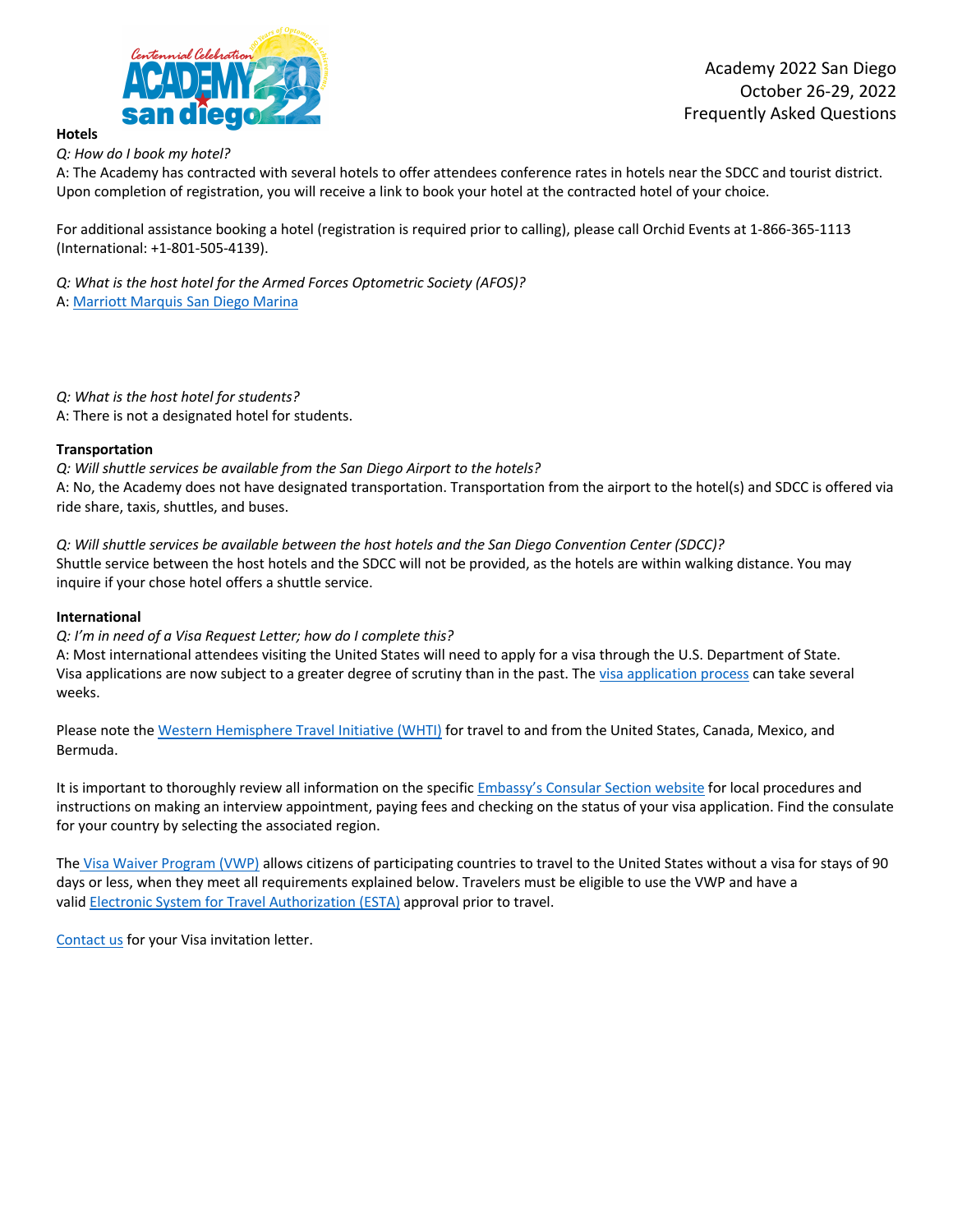Academy 2022 San Diego
October 26-29, 2022
Frequently Asked Questions

## Hotels

*Q: How do I book my hotel?*
A: The Academy has contracted with several hotels to offer attendees conference rates in hotels near the SDCC and tourist district. Upon completion of registration, you will receive a link to book your hotel at the contracted hotel of your choice.

For additional assistance booking a hotel (registration is required prior to calling), please call Orchid Events at 1-866-365-1113 (International: +1-801-505-4139).

*Q: What is the host hotel for the Armed Forces Optometric Society (AFOS)?*
A: Marriott Marquis San Diego Marina

*Q: What is the host hotel for students?*
A: There is not a designated hotel for students.

## Transportation

*Q: Will shuttle services be available from the San Diego Airport to the hotels?*
A: No, the Academy does not have designated transportation. Transportation from the airport to the hotel(s) and SDCC is offered via ride share, taxis, shuttles, and buses.

*Q: Will shuttle services be available between the host hotels and the San Diego Convention Center (SDCC)?*
Shuttle service between the host hotels and the SDCC will not be provided, as the hotels are within walking distance. You may inquire if your chose hotel offers a shuttle service.

## International

*Q: I'm in need of a Visa Request Letter; how do I complete this?*
A: Most international attendees visiting the United States will need to apply for a visa through the U.S. Department of State. Visa applications are now subject to a greater degree of scrutiny than in the past. The visa application process can take several weeks.

Please note the Western Hemisphere Travel Initiative (WHTI) for travel to and from the United States, Canada, Mexico, and Bermuda.

It is important to thoroughly review all information on the specific Embassy's Consular Section website for local procedures and instructions on making an interview appointment, paying fees and checking on the status of your visa application. Find the consulate for your country by selecting the associated region.

The Visa Waiver Program (VWP) allows citizens of participating countries to travel to the United States without a visa for stays of 90 days or less, when they meet all requirements explained below. Travelers must be eligible to use the VWP and have a valid Electronic System for Travel Authorization (ESTA) approval prior to travel.

Contact us for your Visa invitation letter.